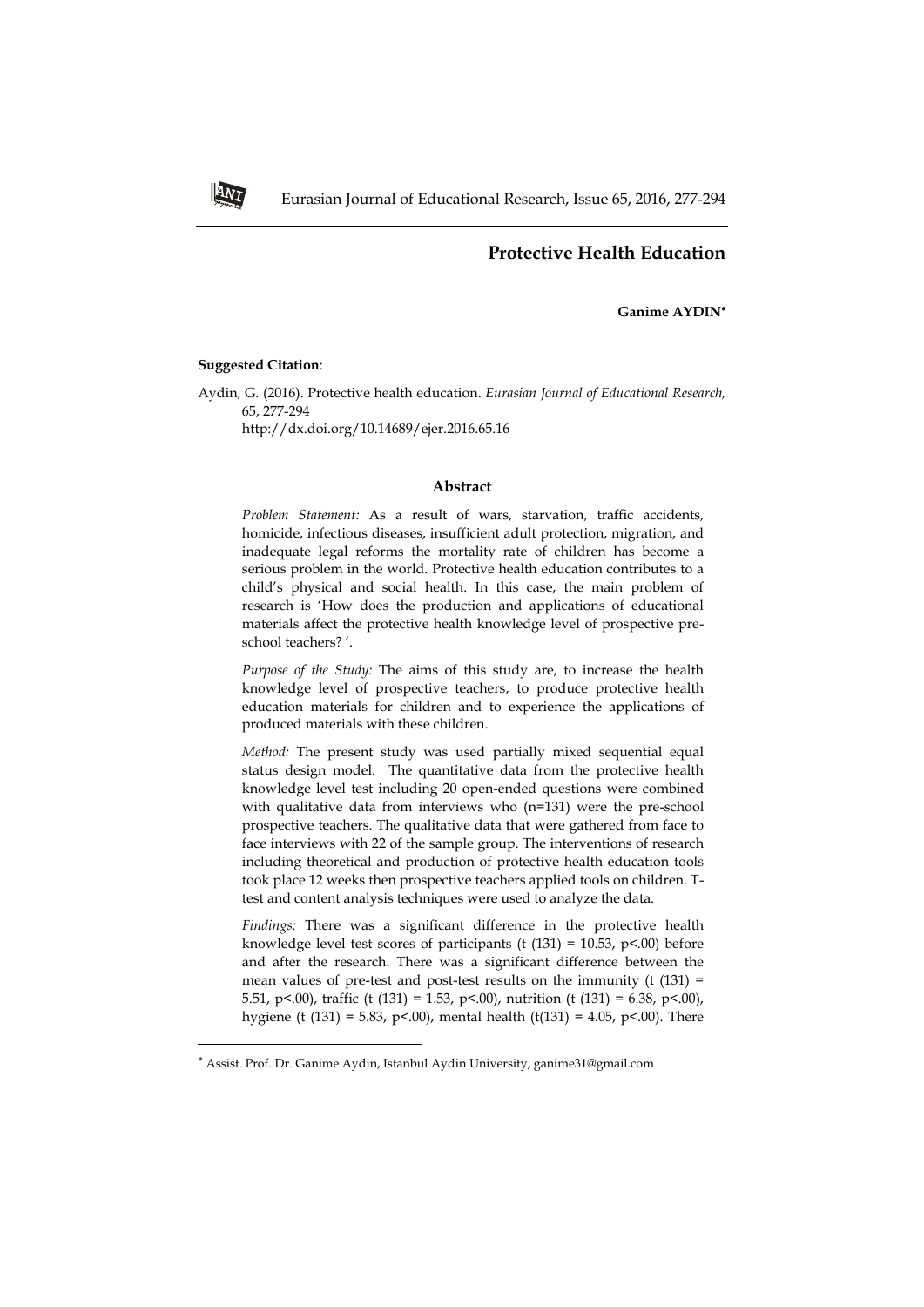# Protective Health Education

**Ganime AYDIN***

**Suggested Citation**:

Aydin, G. (2016). Protective health education. *Eurasian Journal of Educational Research,* 65, 277-294
http://dx.doi.org/10.14689/ejer.2016.65.16

## Abstract

*Problem Statement:* As a result of wars, starvation, traffic accidents, homicide, infectious diseases, insufficient adult protection, migration, and inadequate legal reforms the mortality rate of children has become a serious problem in the world. Protective health education contributes to a child's physical and social health. In this case, the main problem of research is 'How does the production and applications of educational materials affect the protective health knowledge level of prospective pre-school teachers? '.

*Purpose of the Study:* The aims of this study are, to increase the health knowledge level of prospective teachers, to produce protective health education materials for children and to experience the applications of produced materials with these children.

*Method:* The present study was used partially mixed sequential equal status design model. The quantitative data from the protective health knowledge level test including 20 open-ended questions were combined with qualitative data from interviews who (n=131) were the pre-school prospective teachers. The qualitative data that were gathered from face to face interviews with 22 of the sample group. The interventions of research including theoretical and production of protective health education tools took place 12 weeks then prospective teachers applied tools on children. T-test and content analysis techniques were used to analyze the data.

*Findings:* There was a significant difference in the protective health knowledge level test scores of participants ($t\ (131) = 10.53$, $p<.00$) before and after the research. There was a significant difference between the mean values of pre-test and post-test results on the immunity ($t\ (131) = 5.51$, $p<.00$), traffic ($t\ (131) = 1.53$, $p<.00$), nutrition ($t\ (131) = 6.38$, $p<.00$), hygiene ($t\ (131) = 5.83$, $p<.00$), mental health ($t(131) = 4.05$, $p<.00$). There

---

* Assist. Prof. Dr. Ganime Aydin, Istanbul Aydin University, ganime31@gmail.com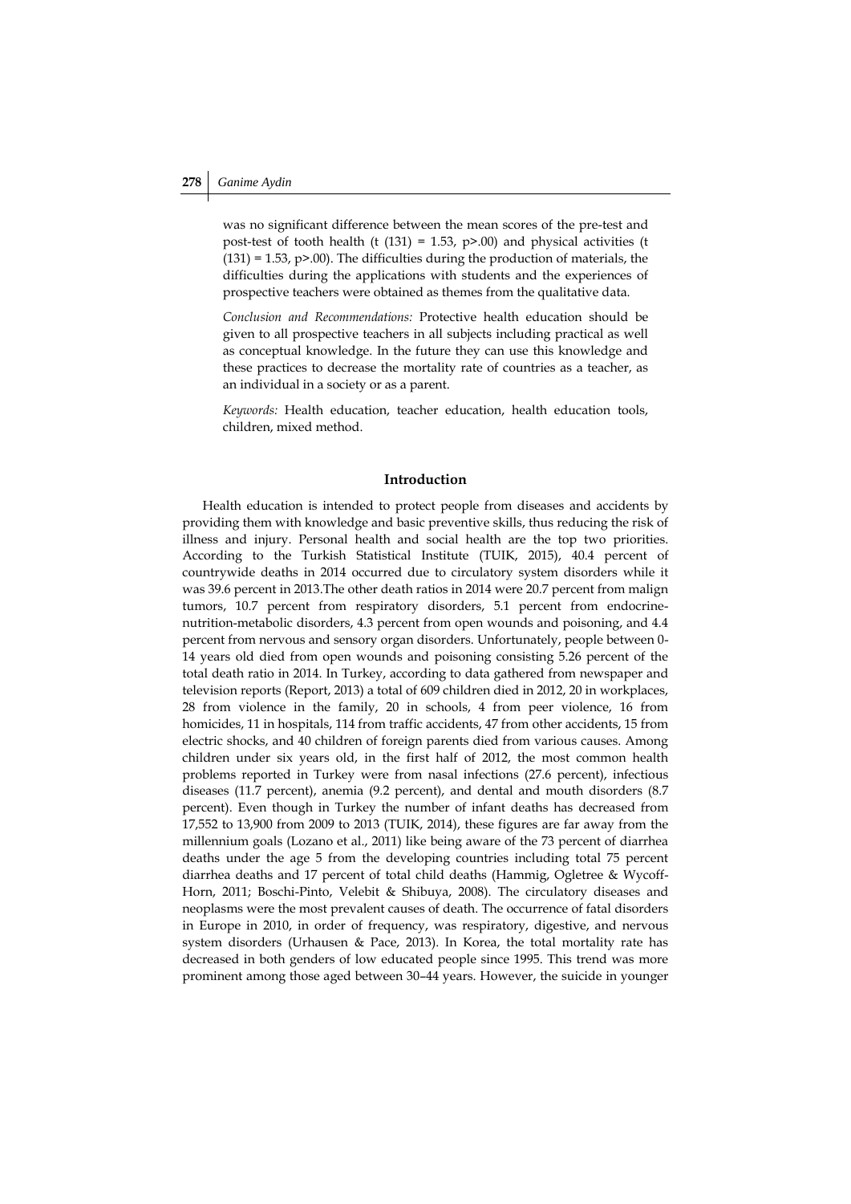was no significant difference between the mean scores of the pre-test and post-test of tooth health ($t(131) = 1.53$, $p>.00$) and physical activities ($t(131) = 1.53$, $p>.00$). The difficulties during the production of materials, the difficulties during the applications with students and the experiences of prospective teachers were obtained as themes from the qualitative data.

*Conclusion and Recommendations:* Protective health education should be given to all prospective teachers in all subjects including practical as well as conceptual knowledge. In the future they can use this knowledge and these practices to decrease the mortality rate of countries as a teacher, as an individual in a society or as a parent.

*Keywords:* Health education, teacher education, health education tools, children, mixed method.

## Introduction

Health education is intended to protect people from diseases and accidents by providing them with knowledge and basic preventive skills, thus reducing the risk of illness and injury. Personal health and social health are the top two priorities. According to the Turkish Statistical Institute (TUIK, 2015), 40.4 percent of countrywide deaths in 2014 occurred due to circulatory system disorders while it was 39.6 percent in 2013.The other death ratios in 2014 were 20.7 percent from malign tumors, 10.7 percent from respiratory disorders, 5.1 percent from endocrine-nutrition-metabolic disorders, 4.3 percent from open wounds and poisoning, and 4.4 percent from nervous and sensory organ disorders. Unfortunately, people between 0-14 years old died from open wounds and poisoning consisting 5.26 percent of the total death ratio in 2014. In Turkey, according to data gathered from newspaper and television reports (Report, 2013) a total of 609 children died in 2012, 20 in workplaces, 28 from violence in the family, 20 in schools, 4 from peer violence, 16 from homicides, 11 in hospitals, 114 from traffic accidents, 47 from other accidents, 15 from electric shocks, and 40 children of foreign parents died from various causes. Among children under six years old, in the first half of 2012, the most common health problems reported in Turkey were from nasal infections (27.6 percent), infectious diseases (11.7 percent), anemia (9.2 percent), and dental and mouth disorders (8.7 percent). Even though in Turkey the number of infant deaths has decreased from 17,552 to 13,900 from 2009 to 2013 (TUIK, 2014), these figures are far away from the millennium goals (Lozano et al., 2011) like being aware of the 73 percent of diarrhea deaths under the age 5 from the developing countries including total 75 percent diarrhea deaths and 17 percent of total child deaths (Hammig, Ogletree & Wycoff-Horn, 2011; Boschi-Pinto, Velebit & Shibuya, 2008). The circulatory diseases and neoplasms were the most prevalent causes of death. The occurrence of fatal disorders in Europe in 2010, in order of frequency, was respiratory, digestive, and nervous system disorders (Urhausen & Pace, 2013). In Korea, the total mortality rate has decreased in both genders of low educated people since 1995. This trend was more prominent among those aged between 30–44 years. However, the suicide in younger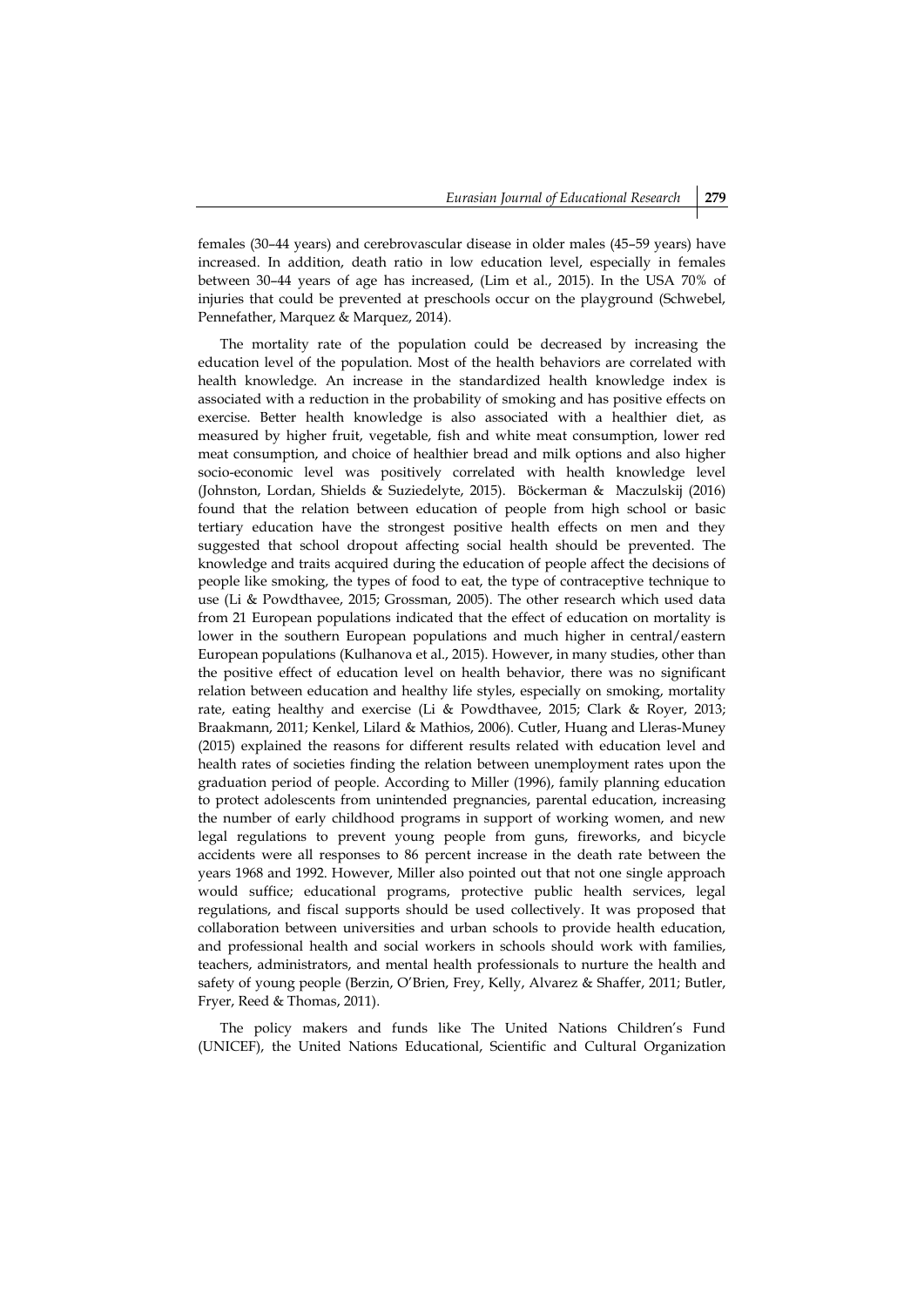females (30–44 years) and cerebrovascular disease in older males (45–59 years) have increased. In addition, death ratio in low education level, especially in females between 30–44 years of age has increased, (Lim et al., 2015). In the USA 70% of injuries that could be prevented at preschools occur on the playground (Schwebel, Pennefather, Marquez & Marquez, 2014).

The mortality rate of the population could be decreased by increasing the education level of the population. Most of the health behaviors are correlated with health knowledge. An increase in the standardized health knowledge index is associated with a reduction in the probability of smoking and has positive effects on exercise. Better health knowledge is also associated with a healthier diet, as measured by higher fruit, vegetable, fish and white meat consumption, lower red meat consumption, and choice of healthier bread and milk options and also higher socio-economic level was positively correlated with health knowledge level (Johnston, Lordan, Shields & Suziedelyte, 2015). Böckerman & Maczulskij (2016) found that the relation between education of people from high school or basic tertiary education have the strongest positive health effects on men and they suggested that school dropout affecting social health should be prevented. The knowledge and traits acquired during the education of people affect the decisions of people like smoking, the types of food to eat, the type of contraceptive technique to use (Li & Powdthavee, 2015; Grossman, 2005). The other research which used data from 21 European populations indicated that the effect of education on mortality is lower in the southern European populations and much higher in central/eastern European populations (Kulhanova et al., 2015). However, in many studies, other than the positive effect of education level on health behavior, there was no significant relation between education and healthy life styles, especially on smoking, mortality rate, eating healthy and exercise (Li & Powdthavee, 2015; Clark & Royer, 2013; Braakmann, 2011; Kenkel, Lilard & Mathios, 2006). Cutler, Huang and Lleras-Muney (2015) explained the reasons for different results related with education level and health rates of societies finding the relation between unemployment rates upon the graduation period of people. According to Miller (1996), family planning education to protect adolescents from unintended pregnancies, parental education, increasing the number of early childhood programs in support of working women, and new legal regulations to prevent young people from guns, fireworks, and bicycle accidents were all responses to 86 percent increase in the death rate between the years 1968 and 1992. However, Miller also pointed out that not one single approach would suffice; educational programs, protective public health services, legal regulations, and fiscal supports should be used collectively. It was proposed that collaboration between universities and urban schools to provide health education, and professional health and social workers in schools should work with families, teachers, administrators, and mental health professionals to nurture the health and safety of young people (Berzin, O'Brien, Frey, Kelly, Alvarez & Shaffer, 2011; Butler, Fryer, Reed & Thomas, 2011).

The policy makers and funds like The United Nations Children's Fund (UNICEF), the United Nations Educational, Scientific and Cultural Organization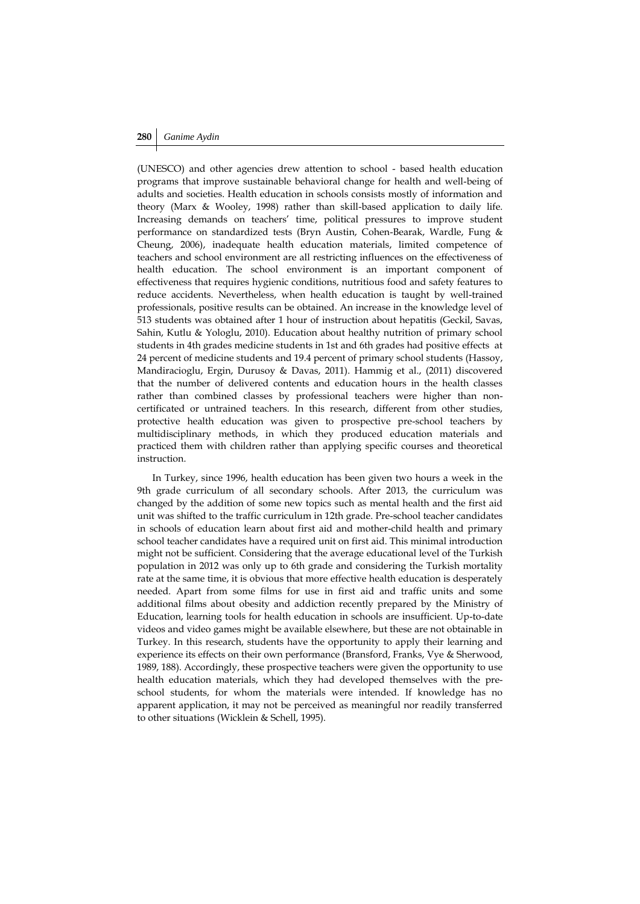(UNESCO) and other agencies drew attention to school - based health education programs that improve sustainable behavioral change for health and well-being of adults and societies. Health education in schools consists mostly of information and theory (Marx & Wooley, 1998) rather than skill-based application to daily life. Increasing demands on teachers' time, political pressures to improve student performance on standardized tests (Bryn Austin, Cohen-Bearak, Wardle, Fung & Cheung, 2006), inadequate health education materials, limited competence of teachers and school environment are all restricting influences on the effectiveness of health education. The school environment is an important component of effectiveness that requires hygienic conditions, nutritious food and safety features to reduce accidents. Nevertheless, when health education is taught by well-trained professionals, positive results can be obtained. An increase in the knowledge level of 513 students was obtained after 1 hour of instruction about hepatitis (Geckil, Savas, Sahin, Kutlu & Yologlu, 2010). Education about healthy nutrition of primary school students in 4th grades medicine students in 1st and 6th grades had positive effects at 24 percent of medicine students and 19.4 percent of primary school students (Hassoy, Mandiracioglu, Ergin, Durusoy & Davas, 2011). Hammig et al., (2011) discovered that the number of delivered contents and education hours in the health classes rather than combined classes by professional teachers were higher than non-certificated or untrained teachers. In this research, different from other studies, protective health education was given to prospective pre-school teachers by multidisciplinary methods, in which they produced education materials and practiced them with children rather than applying specific courses and theoretical instruction.

In Turkey, since 1996, health education has been given two hours a week in the 9th grade curriculum of all secondary schools. After 2013, the curriculum was changed by the addition of some new topics such as mental health and the first aid unit was shifted to the traffic curriculum in 12th grade. Pre-school teacher candidates in schools of education learn about first aid and mother-child health and primary school teacher candidates have a required unit on first aid. This minimal introduction might not be sufficient. Considering that the average educational level of the Turkish population in 2012 was only up to 6th grade and considering the Turkish mortality rate at the same time, it is obvious that more effective health education is desperately needed. Apart from some films for use in first aid and traffic units and some additional films about obesity and addiction recently prepared by the Ministry of Education, learning tools for health education in schools are insufficient. Up-to-date videos and video games might be available elsewhere, but these are not obtainable in Turkey. In this research, students have the opportunity to apply their learning and experience its effects on their own performance (Bransford, Franks, Vye & Sherwood, 1989, 188). Accordingly, these prospective teachers were given the opportunity to use health education materials, which they had developed themselves with the pre-school students, for whom the materials were intended. If knowledge has no apparent application, it may not be perceived as meaningful nor readily transferred to other situations (Wicklein & Schell, 1995).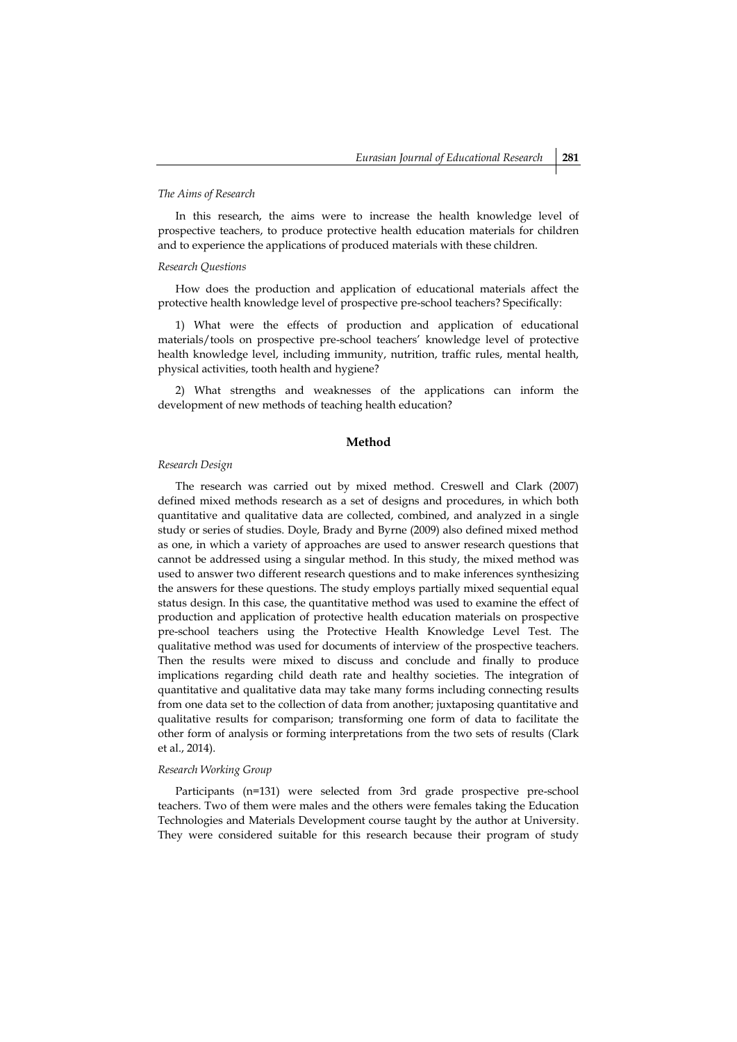### *The Aims of Research*

In this research, the aims were to increase the health knowledge level of prospective teachers, to produce protective health education materials for children and to experience the applications of produced materials with these children.

### *Research Questions*

How does the production and application of educational materials affect the protective health knowledge level of prospective pre-school teachers? Specifically:

1) What were the effects of production and application of educational materials/tools on prospective pre-school teachers' knowledge level of protective health knowledge level, including immunity, nutrition, traffic rules, mental health, physical activities, tooth health and hygiene?

2) What strengths and weaknesses of the applications can inform the development of new methods of teaching health education?

## Method

### *Research Design*

The research was carried out by mixed method. Creswell and Clark (2007) defined mixed methods research as a set of designs and procedures, in which both quantitative and qualitative data are collected, combined, and analyzed in a single study or series of studies. Doyle, Brady and Byrne (2009) also defined mixed method as one, in which a variety of approaches are used to answer research questions that cannot be addressed using a singular method. In this study, the mixed method was used to answer two different research questions and to make inferences synthesizing the answers for these questions. The study employs partially mixed sequential equal status design. In this case, the quantitative method was used to examine the effect of production and application of protective health education materials on prospective pre-school teachers using the Protective Health Knowledge Level Test. The qualitative method was used for documents of interview of the prospective teachers. Then the results were mixed to discuss and conclude and finally to produce implications regarding child death rate and healthy societies. The integration of quantitative and qualitative data may take many forms including connecting results from one data set to the collection of data from another; juxtaposing quantitative and qualitative results for comparison; transforming one form of data to facilitate the other form of analysis or forming interpretations from the two sets of results (Clark et al., 2014).

### *Research Working Group*

Participants (n=131) were selected from 3rd grade prospective pre-school teachers. Two of them were males and the others were females taking the Education Technologies and Materials Development course taught by the author at University. They were considered suitable for this research because their program of study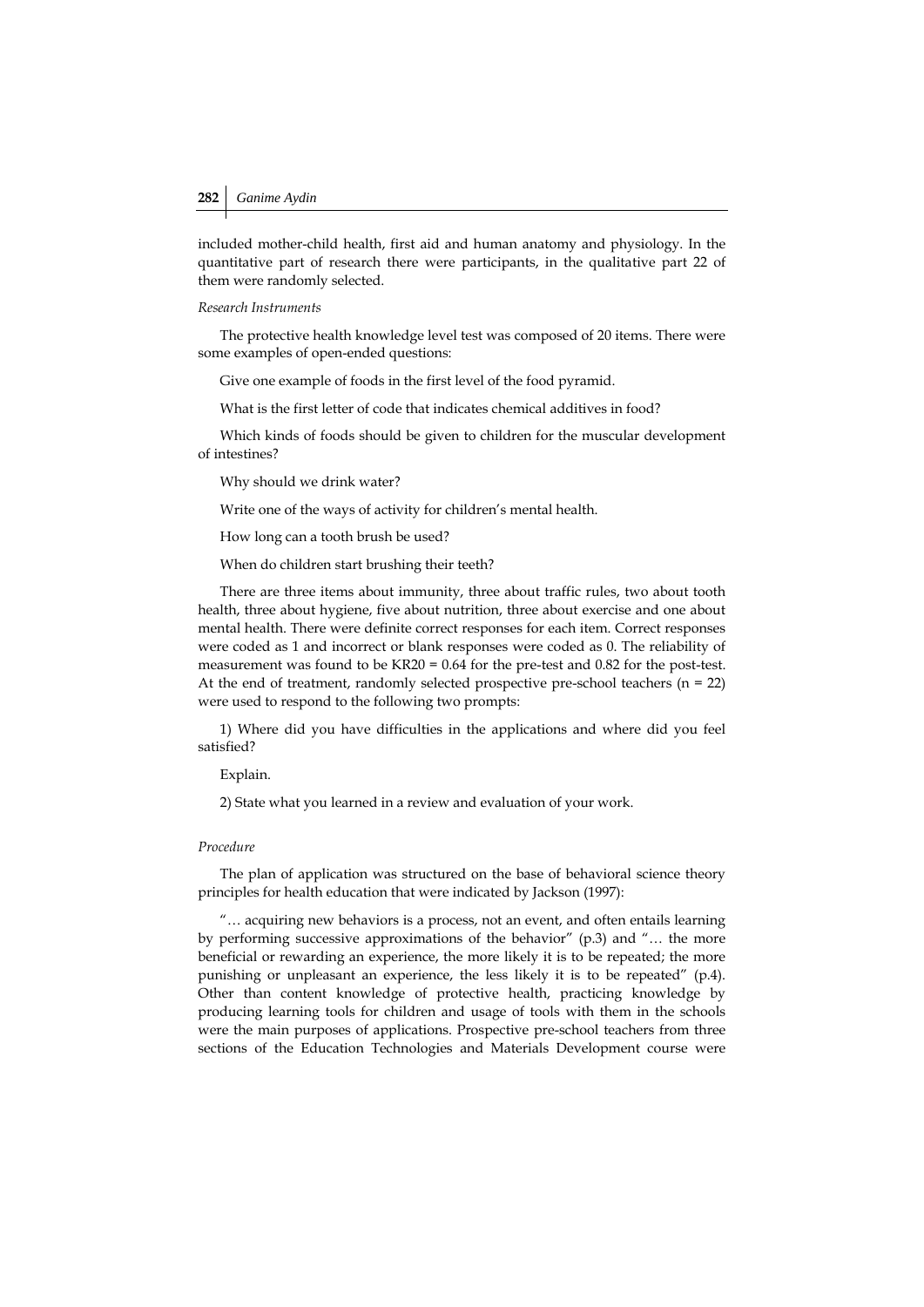included mother-child health, first aid and human anatomy and physiology. In the quantitative part of research there were participants, in the qualitative part 22 of them were randomly selected.

*Research Instruments*

The protective health knowledge level test was composed of 20 items. There were some examples of open-ended questions:

Give one example of foods in the first level of the food pyramid.

What is the first letter of code that indicates chemical additives in food?

Which kinds of foods should be given to children for the muscular development of intestines?

Why should we drink water?

Write one of the ways of activity for children's mental health.

How long can a tooth brush be used?

When do children start brushing their teeth?

There are three items about immunity, three about traffic rules, two about tooth health, three about hygiene, five about nutrition, three about exercise and one about mental health. There were definite correct responses for each item. Correct responses were coded as 1 and incorrect or blank responses were coded as 0. The reliability of measurement was found to be KR20 = 0.64 for the pre-test and 0.82 for the post-test. At the end of treatment, randomly selected prospective pre-school teachers (n = 22) were used to respond to the following two prompts:

1) Where did you have difficulties in the applications and where did you feel satisfied?

Explain.

2) State what you learned in a review and evaluation of your work.

*Procedure*

The plan of application was structured on the base of behavioral science theory principles for health education that were indicated by Jackson (1997):

"… acquiring new behaviors is a process, not an event, and often entails learning by performing successive approximations of the behavior" (p.3) and "… the more beneficial or rewarding an experience, the more likely it is to be repeated; the more punishing or unpleasant an experience, the less likely it is to be repeated" (p.4). Other than content knowledge of protective health, practicing knowledge by producing learning tools for children and usage of tools with them in the schools were the main purposes of applications. Prospective pre-school teachers from three sections of the Education Technologies and Materials Development course were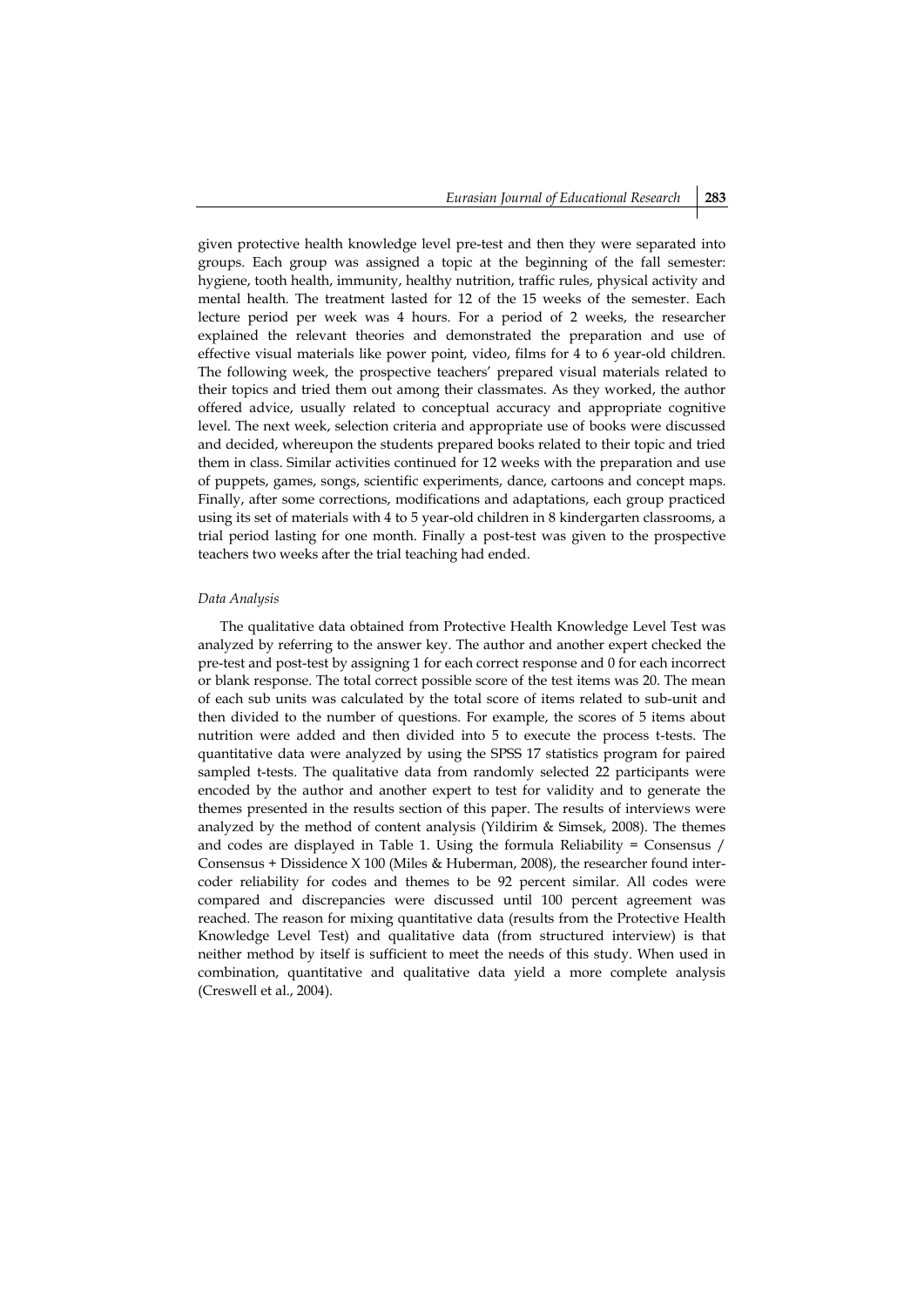given protective health knowledge level pre-test and then they were separated into groups. Each group was assigned a topic at the beginning of the fall semester: hygiene, tooth health, immunity, healthy nutrition, traffic rules, physical activity and mental health. The treatment lasted for 12 of the 15 weeks of the semester. Each lecture period per week was 4 hours. For a period of 2 weeks, the researcher explained the relevant theories and demonstrated the preparation and use of effective visual materials like power point, video, films for 4 to 6 year-old children. The following week, the prospective teachers' prepared visual materials related to their topics and tried them out among their classmates. As they worked, the author offered advice, usually related to conceptual accuracy and appropriate cognitive level. The next week, selection criteria and appropriate use of books were discussed and decided, whereupon the students prepared books related to their topic and tried them in class. Similar activities continued for 12 weeks with the preparation and use of puppets, games, songs, scientific experiments, dance, cartoons and concept maps. Finally, after some corrections, modifications and adaptations, each group practiced using its set of materials with 4 to 5 year-old children in 8 kindergarten classrooms, a trial period lasting for one month. Finally a post-test was given to the prospective teachers two weeks after the trial teaching had ended.

*Data Analysis*

The qualitative data obtained from Protective Health Knowledge Level Test was analyzed by referring to the answer key. The author and another expert checked the pre-test and post-test by assigning 1 for each correct response and 0 for each incorrect or blank response. The total correct possible score of the test items was 20. The mean of each sub units was calculated by the total score of items related to sub-unit and then divided to the number of questions. For example, the scores of 5 items about nutrition were added and then divided into 5 to execute the process t-tests. The quantitative data were analyzed by using the SPSS 17 statistics program for paired sampled t-tests. The qualitative data from randomly selected 22 participants were encoded by the author and another expert to test for validity and to generate the themes presented in the results section of this paper. The results of interviews were analyzed by the method of content analysis (Yildirim & Simsek, 2008). The themes and codes are displayed in Table 1. Using the formula Reliability = Consensus / Consensus + Dissidence X 100 (Miles & Huberman, 2008), the researcher found inter-coder reliability for codes and themes to be 92 percent similar. All codes were compared and discrepancies were discussed until 100 percent agreement was reached. The reason for mixing quantitative data (results from the Protective Health Knowledge Level Test) and qualitative data (from structured interview) is that neither method by itself is sufficient to meet the needs of this study. When used in combination, quantitative and qualitative data yield a more complete analysis (Creswell et al., 2004).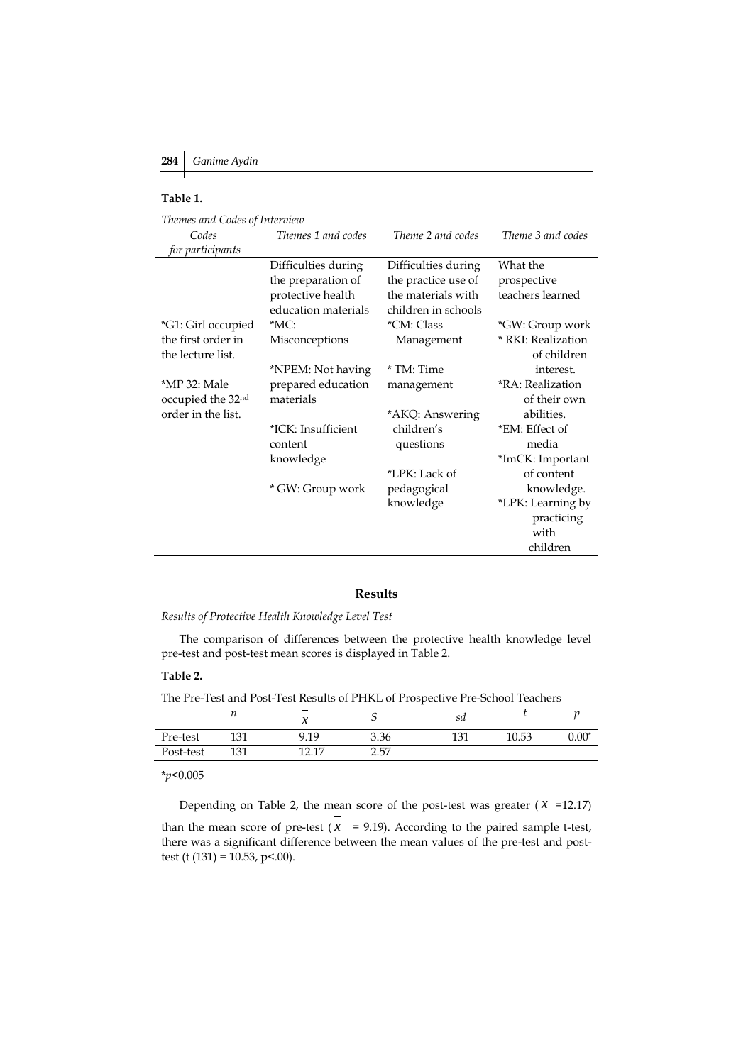**Table 1.**

*Themes and Codes of Interview*

| *Codes for participants* | *Themes 1 and codes* | *Theme 2 and codes* | *Theme 3 and codes* |
|---|---|---|---|
| | Difficulties during the preparation of protective health education materials | Difficulties during the practice use of the materials with children in schools | What the prospective teachers learned |
| *G1: Girl occupied the first order in the lecture list.<br><br>*MP 32: Male occupied the 32nd order in the list. | *MC: Misconceptions<br><br>*NPEM: Not having prepared education materials<br><br>*ICK: Insufficient content knowledge<br><br>* GW: Group work | *CM: Class Management<br><br>* TM: Time management<br><br>*AKQ: Answering children's questions<br><br>*LPK: Lack of pedagogical knowledge | *GW: Group work<br>* RKI: Realization of children interest.<br>*RA: Realization of their own abilities.<br>*EM: Effect of media<br>*ImCK: Important of content knowledge.<br>*LPK: Learning by practicing with children |

## Results

*Results of Protective Health Knowledge Level Test*

The comparison of differences between the protective health knowledge level pre-test and post-test mean scores is displayed in Table 2.

**Table 2.**

The Pre-Test and Post-Test Results of PHKL of Prospective Pre-School Teachers

| | $n$ | $\bar{X}$ | $S$ | $sd$ | $t$ | $p$ |
|---|---|---|---|---|---|---|
| Pre-test | 131 | 9.19 | 3.36 | 131 | 10.53 | 0.00* |
| Post-test | 131 | 12.17 | 2.57 | | | |

*$p<0.005$

Depending on Table 2, the mean score of the post-test was greater ($\bar{X}$ =12.17) than the mean score of pre-test ($\bar{X}$ = 9.19). According to the paired sample t-test, there was a significant difference between the mean values of the pre-test and post-test ($t(131) = 10.53$, $p<.00$).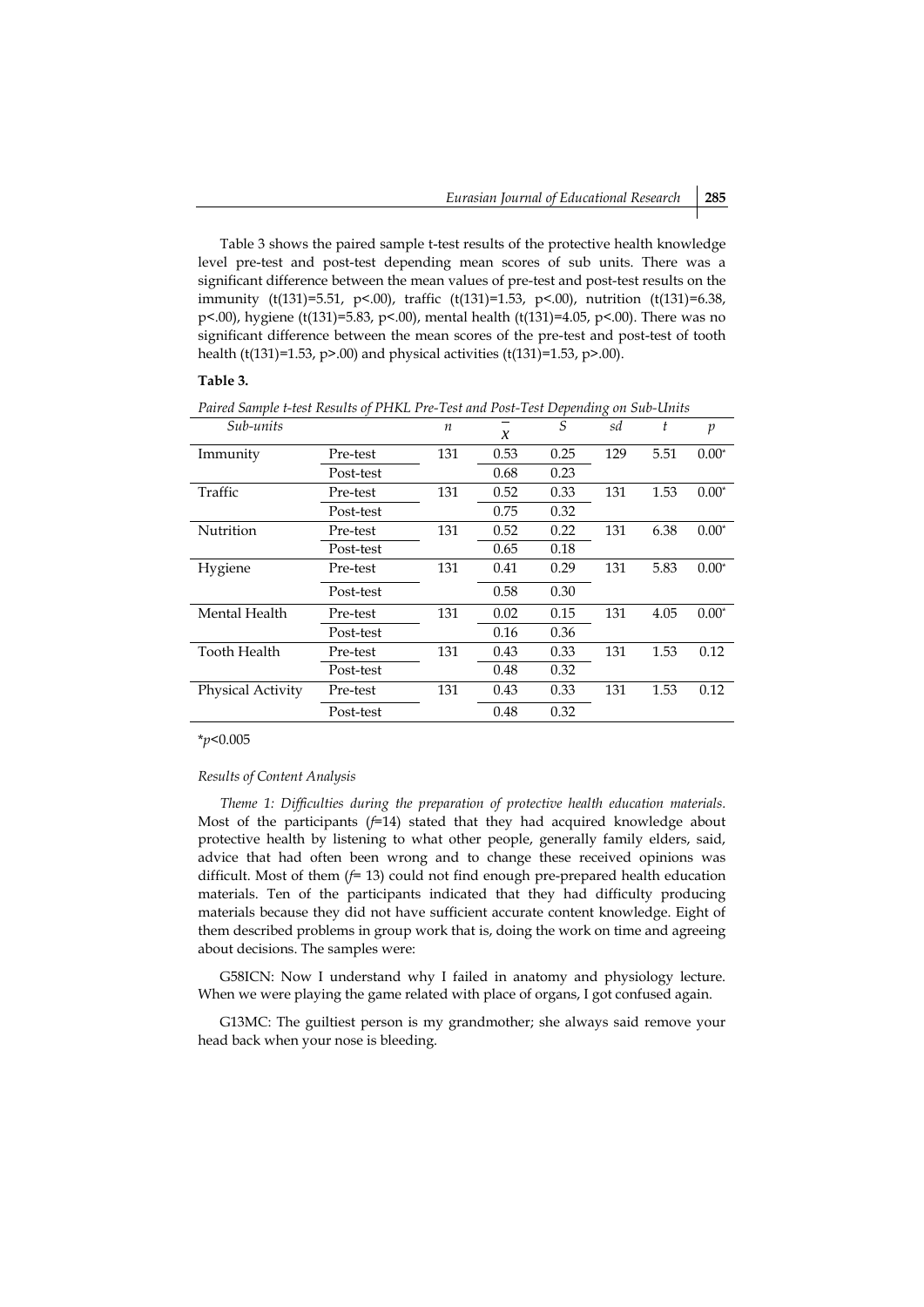Table 3 shows the paired sample t-test results of the protective health knowledge level pre-test and post-test depending mean scores of sub units. There was a significant difference between the mean values of pre-test and post-test results on the immunity ($t(131)=5.51$, $p<.00$), traffic ($t(131)=1.53$, $p<.00$), nutrition ($t(131)=6.38$, $p<.00$), hygiene ($t(131)=5.83$, $p<.00$), mental health ($t(131)=4.05$, $p<.00$). There was no significant difference between the mean scores of the pre-test and post-test of tooth health ($t(131)=1.53$, $p>.00$) and physical activities ($t(131)=1.53$, $p>.00$).

**Table 3.**

*Paired Sample t-test Results of PHKL Pre-Test and Post-Test Depending on Sub-Units*

| *Sub-units* | | *n* | $\bar{X}$ | *S* | *sd* | *t* | *p* |
|---|---|---|---|---|---|---|---|
| Immunity | Pre-test | 131 | 0.53 | 0.25 | 129 | 5.51 | 0.00* |
| | Post-test | | 0.68 | 0.23 | | | |
| Traffic | Pre-test | 131 | 0.52 | 0.33 | 131 | 1.53 | 0.00* |
| | Post-test | | 0.75 | 0.32 | | | |
| Nutrition | Pre-test | 131 | 0.52 | 0.22 | 131 | 6.38 | 0.00* |
| | Post-test | | 0.65 | 0.18 | | | |
| Hygiene | Pre-test | 131 | 0.41 | 0.29 | 131 | 5.83 | 0.00* |
| | Post-test | | 0.58 | 0.30 | | | |
| Mental Health | Pre-test | 131 | 0.02 | 0.15 | 131 | 4.05 | 0.00* |
| | Post-test | | 0.16 | 0.36 | | | |
| Tooth Health | Pre-test | 131 | 0.43 | 0.33 | 131 | 1.53 | 0.12 |
| | Post-test | | 0.48 | 0.32 | | | |
| Physical Activity | Pre-test | 131 | 0.43 | 0.33 | 131 | 1.53 | 0.12 |
| | Post-test | | 0.48 | 0.32 | | | |

*$p<0.005$

*Results of Content Analysis*

*Theme 1: Difficulties during the preparation of protective health education materials.* Most of the participants ($f$=14) stated that they had acquired knowledge about protective health by listening to what other people, generally family elders, said, advice that had often been wrong and to change these received opinions was difficult. Most of them ($f$= 13) could not find enough pre-prepared health education materials. Ten of the participants indicated that they had difficulty producing materials because they did not have sufficient accurate content knowledge. Eight of them described problems in group work that is, doing the work on time and agreeing about decisions. The samples were:

G58ICN: Now I understand why I failed in anatomy and physiology lecture. When we were playing the game related with place of organs, I got confused again.

G13MC: The guiltiest person is my grandmother; she always said remove your head back when your nose is bleeding.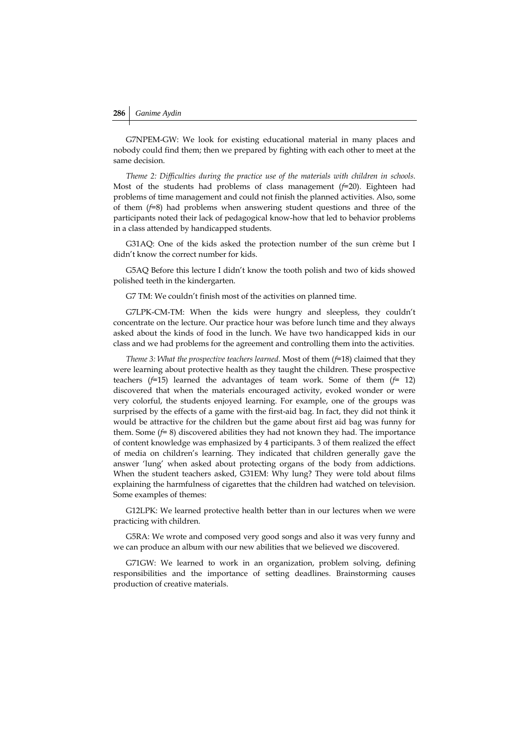G7NPEM-GW: We look for existing educational material in many places and nobody could find them; then we prepared by fighting with each other to meet at the same decision.

*Theme 2: Difficulties during the practice use of the materials with children in schools.* Most of the students had problems of class management (*f*=20). Eighteen had problems of time management and could not finish the planned activities. Also, some of them (*f*=8) had problems when answering student questions and three of the participants noted their lack of pedagogical know-how that led to behavior problems in a class attended by handicapped students.

G31AQ: One of the kids asked the protection number of the sun crème but I didn't know the correct number for kids.

G5AQ Before this lecture I didn't know the tooth polish and two of kids showed polished teeth in the kindergarten.

G7 TM: We couldn't finish most of the activities on planned time.

G7LPK-CM-TM: When the kids were hungry and sleepless, they couldn't concentrate on the lecture. Our practice hour was before lunch time and they always asked about the kinds of food in the lunch. We have two handicapped kids in our class and we had problems for the agreement and controlling them into the activities.

*Theme 3: What the prospective teachers learned.* Most of them (*f*=18) claimed that they were learning about protective health as they taught the children. These prospective teachers (*f*=15) learned the advantages of team work. Some of them (*f*= 12) discovered that when the materials encouraged activity, evoked wonder or were very colorful, the students enjoyed learning. For example, one of the groups was surprised by the effects of a game with the first-aid bag. In fact, they did not think it would be attractive for the children but the game about first aid bag was funny for them. Some (*f*= 8) discovered abilities they had not known they had. The importance of content knowledge was emphasized by 4 participants. 3 of them realized the effect of media on children's learning. They indicated that children generally gave the answer 'lung' when asked about protecting organs of the body from addictions. When the student teachers asked, G31EM: Why lung? They were told about films explaining the harmfulness of cigarettes that the children had watched on television. Some examples of themes:

G12LPK: We learned protective health better than in our lectures when we were practicing with children.

G5RA: We wrote and composed very good songs and also it was very funny and we can produce an album with our new abilities that we believed we discovered.

G71GW: We learned to work in an organization, problem solving, defining responsibilities and the importance of setting deadlines. Brainstorming causes production of creative materials.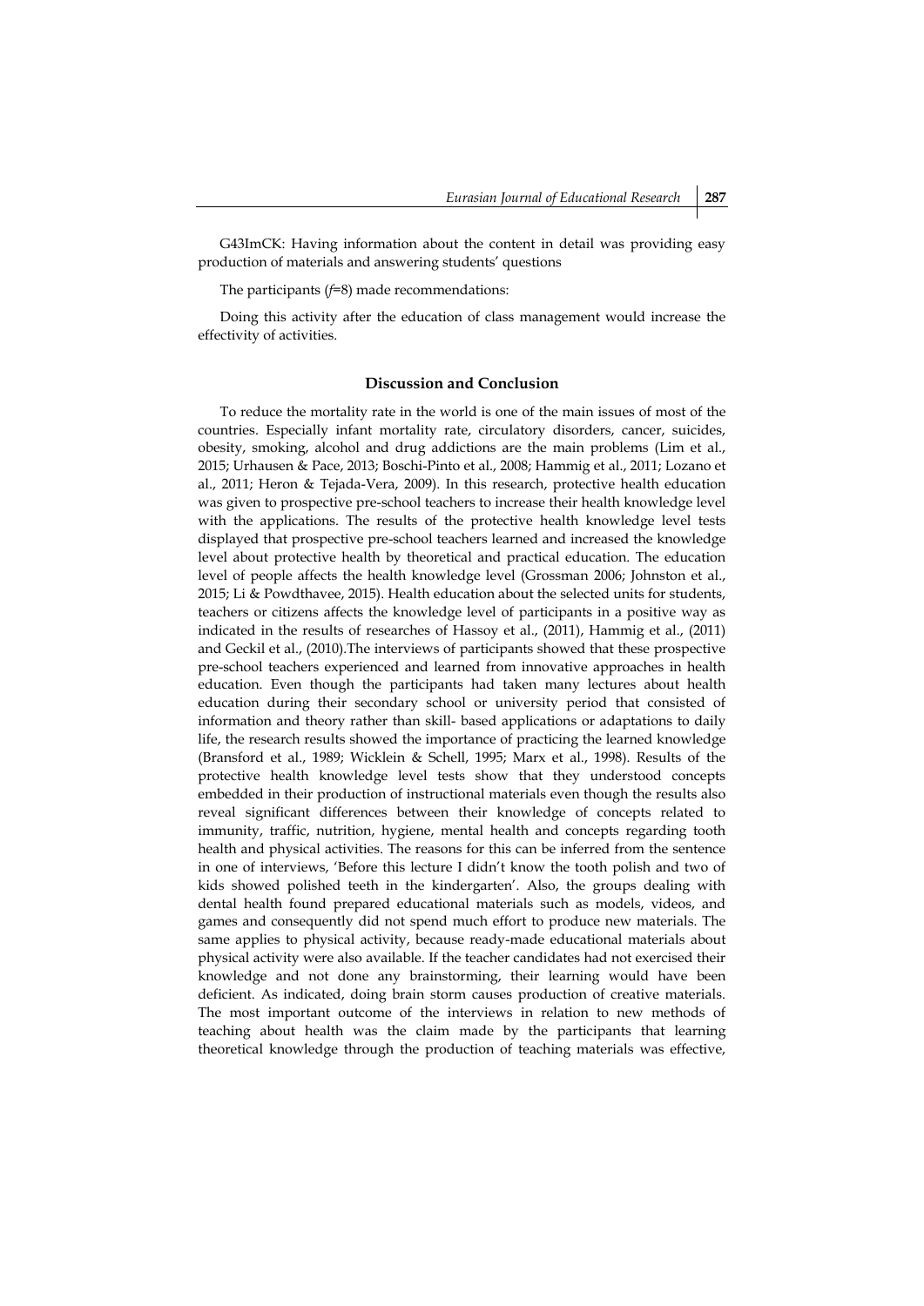G43ImCK: Having information about the content in detail was providing easy production of materials and answering students' questions

The participants (*f*=8) made recommendations:

Doing this activity after the education of class management would increase the effectivity of activities.

## Discussion and Conclusion

To reduce the mortality rate in the world is one of the main issues of most of the countries. Especially infant mortality rate, circulatory disorders, cancer, suicides, obesity, smoking, alcohol and drug addictions are the main problems (Lim et al., 2015; Urhausen & Pace, 2013; Boschi-Pinto et al., 2008; Hammig et al., 2011; Lozano et al., 2011; Heron & Tejada-Vera, 2009). In this research, protective health education was given to prospective pre-school teachers to increase their health knowledge level with the applications. The results of the protective health knowledge level tests displayed that prospective pre-school teachers learned and increased the knowledge level about protective health by theoretical and practical education. The education level of people affects the health knowledge level (Grossman 2006; Johnston et al., 2015; Li & Powdthavee, 2015). Health education about the selected units for students, teachers or citizens affects the knowledge level of participants in a positive way as indicated in the results of researches of Hassoy et al., (2011), Hammig et al., (2011) and Geckil et al., (2010).The interviews of participants showed that these prospective pre-school teachers experienced and learned from innovative approaches in health education. Even though the participants had taken many lectures about health education during their secondary school or university period that consisted of information and theory rather than skill- based applications or adaptations to daily life, the research results showed the importance of practicing the learned knowledge (Bransford et al., 1989; Wicklein & Schell, 1995; Marx et al., 1998). Results of the protective health knowledge level tests show that they understood concepts embedded in their production of instructional materials even though the results also reveal significant differences between their knowledge of concepts related to immunity, traffic, nutrition, hygiene, mental health and concepts regarding tooth health and physical activities. The reasons for this can be inferred from the sentence in one of interviews, 'Before this lecture I didn't know the tooth polish and two of kids showed polished teeth in the kindergarten'. Also, the groups dealing with dental health found prepared educational materials such as models, videos, and games and consequently did not spend much effort to produce new materials. The same applies to physical activity, because ready-made educational materials about physical activity were also available. If the teacher candidates had not exercised their knowledge and not done any brainstorming, their learning would have been deficient. As indicated, doing brain storm causes production of creative materials. The most important outcome of the interviews in relation to new methods of teaching about health was the claim made by the participants that learning theoretical knowledge through the production of teaching materials was effective,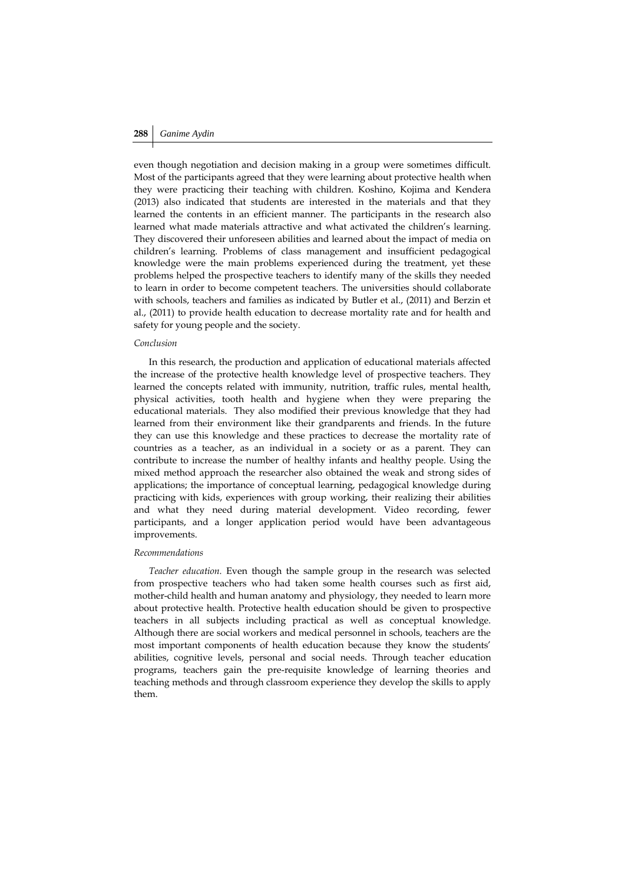even though negotiation and decision making in a group were sometimes difficult. Most of the participants agreed that they were learning about protective health when they were practicing their teaching with children. Koshino, Kojima and Kendera (2013) also indicated that students are interested in the materials and that they learned the contents in an efficient manner. The participants in the research also learned what made materials attractive and what activated the children's learning. They discovered their unforeseen abilities and learned about the impact of media on children's learning. Problems of class management and insufficient pedagogical knowledge were the main problems experienced during the treatment, yet these problems helped the prospective teachers to identify many of the skills they needed to learn in order to become competent teachers. The universities should collaborate with schools, teachers and families as indicated by Butler et al., (2011) and Berzin et al., (2011) to provide health education to decrease mortality rate and for health and safety for young people and the society.

*Conclusion*

In this research, the production and application of educational materials affected the increase of the protective health knowledge level of prospective teachers. They learned the concepts related with immunity, nutrition, traffic rules, mental health, physical activities, tooth health and hygiene when they were preparing the educational materials. They also modified their previous knowledge that they had learned from their environment like their grandparents and friends. In the future they can use this knowledge and these practices to decrease the mortality rate of countries as a teacher, as an individual in a society or as a parent. They can contribute to increase the number of healthy infants and healthy people. Using the mixed method approach the researcher also obtained the weak and strong sides of applications; the importance of conceptual learning, pedagogical knowledge during practicing with kids, experiences with group working, their realizing their abilities and what they need during material development. Video recording, fewer participants, and a longer application period would have been advantageous improvements.

*Recommendations*

*Teacher education.* Even though the sample group in the research was selected from prospective teachers who had taken some health courses such as first aid, mother-child health and human anatomy and physiology, they needed to learn more about protective health. Protective health education should be given to prospective teachers in all subjects including practical as well as conceptual knowledge. Although there are social workers and medical personnel in schools, teachers are the most important components of health education because they know the students' abilities, cognitive levels, personal and social needs. Through teacher education programs, teachers gain the pre-requisite knowledge of learning theories and teaching methods and through classroom experience they develop the skills to apply them.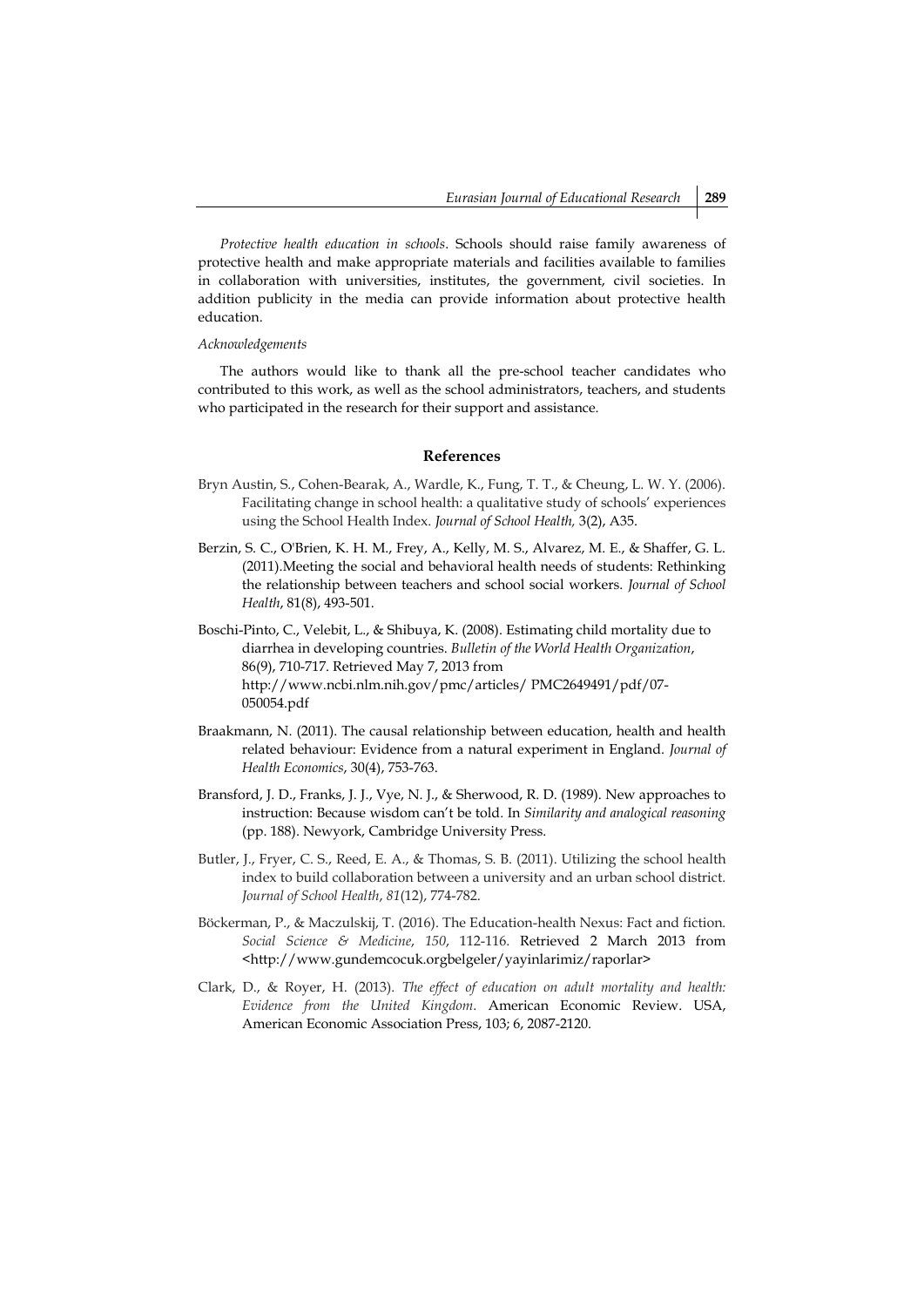*Protective health education in schools*. Schools should raise family awareness of protective health and make appropriate materials and facilities available to families in collaboration with universities, institutes, the government, civil societies. In addition publicity in the media can provide information about protective health education.

*Acknowledgements*

The authors would like to thank all the pre-school teacher candidates who contributed to this work, as well as the school administrators, teachers, and students who participated in the research for their support and assistance.

## References

Bryn Austin, S., Cohen-Bearak, A., Wardle, K., Fung, T. T., & Cheung, L. W. Y. (2006). Facilitating change in school health: a qualitative study of schools' experiences using the School Health Index. *Journal of School Health,* 3(2), A35.

Berzin, S. C., O'Brien, K. H. M., Frey, A., Kelly, M. S., Alvarez, M. E., & Shaffer, G. L. (2011).Meeting the social and behavioral health needs of students: Rethinking the relationship between teachers and school social workers. *Journal of School Health*, 81(8), 493-501.

Boschi-Pinto, C., Velebit, L., & Shibuya, K. (2008). Estimating child mortality due to diarrhea in developing countries. *Bulletin of the World Health Organization*, 86(9), 710-717. Retrieved May 7, 2013 from http://www.ncbi.nlm.nih.gov/pmc/articles/ PMC2649491/pdf/07-050054.pdf

Braakmann, N. (2011). The causal relationship between education, health and health related behaviour: Evidence from a natural experiment in England. *Journal of Health Economics*, 30(4), 753-763.

Bransford, J. D., Franks, J. J., Vye, N. J., & Sherwood, R. D. (1989). New approaches to instruction: Because wisdom can't be told. In *Similarity and analogical reasoning* (pp. 188). Newyork, Cambridge University Press.

Butler, J., Fryer, C. S., Reed, E. A., & Thomas, S. B. (2011). Utilizing the school health index to build collaboration between a university and an urban school district. *Journal of School Health*, *81*(12), 774-782.

Böckerman, P., & Maczulskij, T. (2016). The Education-health Nexus: Fact and fiction. *Social Science & Medicine*, *150*, 112-116. Retrieved 2 March 2013 from <http://www.gundemcocuk.orgbelgeler/yayinlarimiz/raporlar>

Clark, D., & Royer, H. (2013). *The effect of education on adult mortality and health: Evidence from the United Kingdom*. American Economic Review. USA, American Economic Association Press, 103; 6, 2087-2120.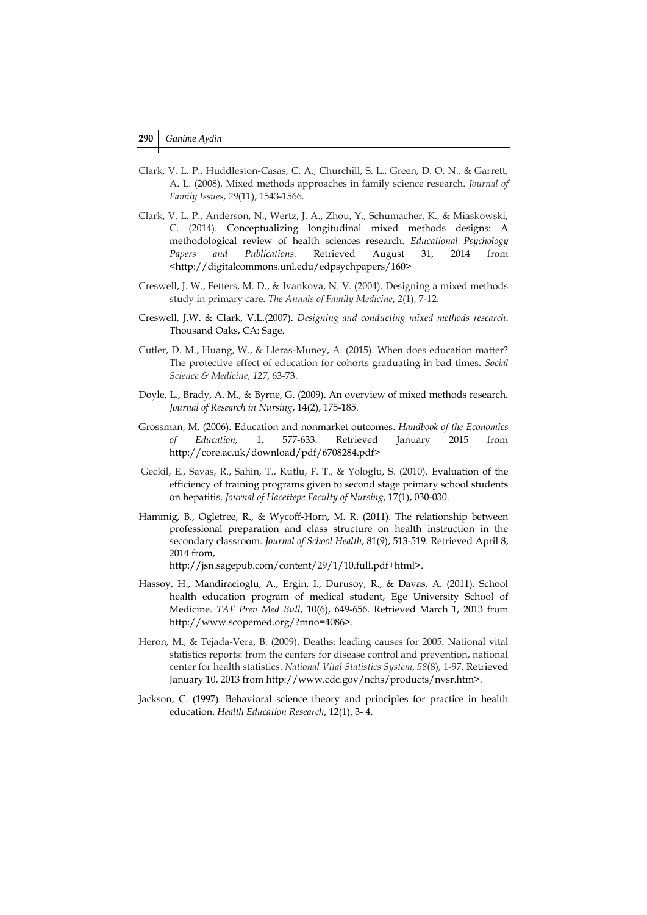Clark, V. L. P., Huddleston-Casas, C. A., Churchill, S. L., Green, D. O. N., & Garrett, A. L. (2008). Mixed methods approaches in family science research. *Journal of Family Issues*, *29*(11), 1543-1566.

Clark, V. L. P., Anderson, N., Wertz, J. A., Zhou, Y., Schumacher, K., & Miaskowski, C. (2014). Conceptualizing longitudinal mixed methods designs: A methodological review of health sciences research. *Educational Psychology Papers and Publications.* Retrieved August 31, 2014 from <http://digitalcommons.unl.edu/edpsychpapers/160>

Creswell, J. W., Fetters, M. D., & Ivankova, N. V. (2004). Designing a mixed methods study in primary care. *The Annals of Family Medicine*, *2*(1), 7-12.

Creswell, J.W. & Clark, V.L.(2007). *Designing and conducting mixed methods research*. Thousand Oaks, CA: Sage.

Cutler, D. M., Huang, W., & Lleras-Muney, A. (2015). When does education matter? The protective effect of education for cohorts graduating in bad times. *Social Science & Medicine*, *127*, 63-73.

Doyle, L., Brady, A. M., & Byrne, G. (2009). An overview of mixed methods research. *Journal of Research in Nursing*, 14(2), 175-185.

Grossman, M. (2006). Education and nonmarket outcomes. *Handbook of the Economics of Education,* 1, 577-633. Retrieved January 2015 from http://core.ac.uk/download/pdf/6708284.pdf>

Geckil, E., Savas, R., Sahin, T., Kutlu, F. T., & Yologlu, S. (2010). Evaluation of the efficiency of training programs given to second stage primary school students on hepatitis. *Journal of Hacettepe Faculty of Nursing*, 17(1), 030-030.

Hammig, B., Ogletree, R., & Wycoff-Horn, M. R. (2011). The relationship between professional preparation and class structure on health instruction in the secondary classroom. *Journal of School Health*, 81(9), 513-519. Retrieved April 8, 2014 from, http://jsn.sagepub.com/content/29/1/10.full.pdf+html>.

Hassoy, H., Mandiracioglu, A., Ergin, I., Durusoy, R., & Davas, A. (2011). School health education program of medical student, Ege University School of Medicine. *TAF Prev Med Bull*, 10(6), 649-656. Retrieved March 1, 2013 from http://www.scopemed.org/?mno=4086>.

Heron, M., & Tejada-Vera, B. (2009). Deaths: leading causes for 2005. National vital statistics reports: from the centers for disease control and prevention, national center for health statistics. *National Vital Statistics System*, *58*(8), 1-97. Retrieved January 10, 2013 from http://www.cdc.gov/nchs/products/nvsr.htm>.

Jackson, C. (1997). Behavioral science theory and principles for practice in health education. *Health Education Research*, 12(1), 3- 4.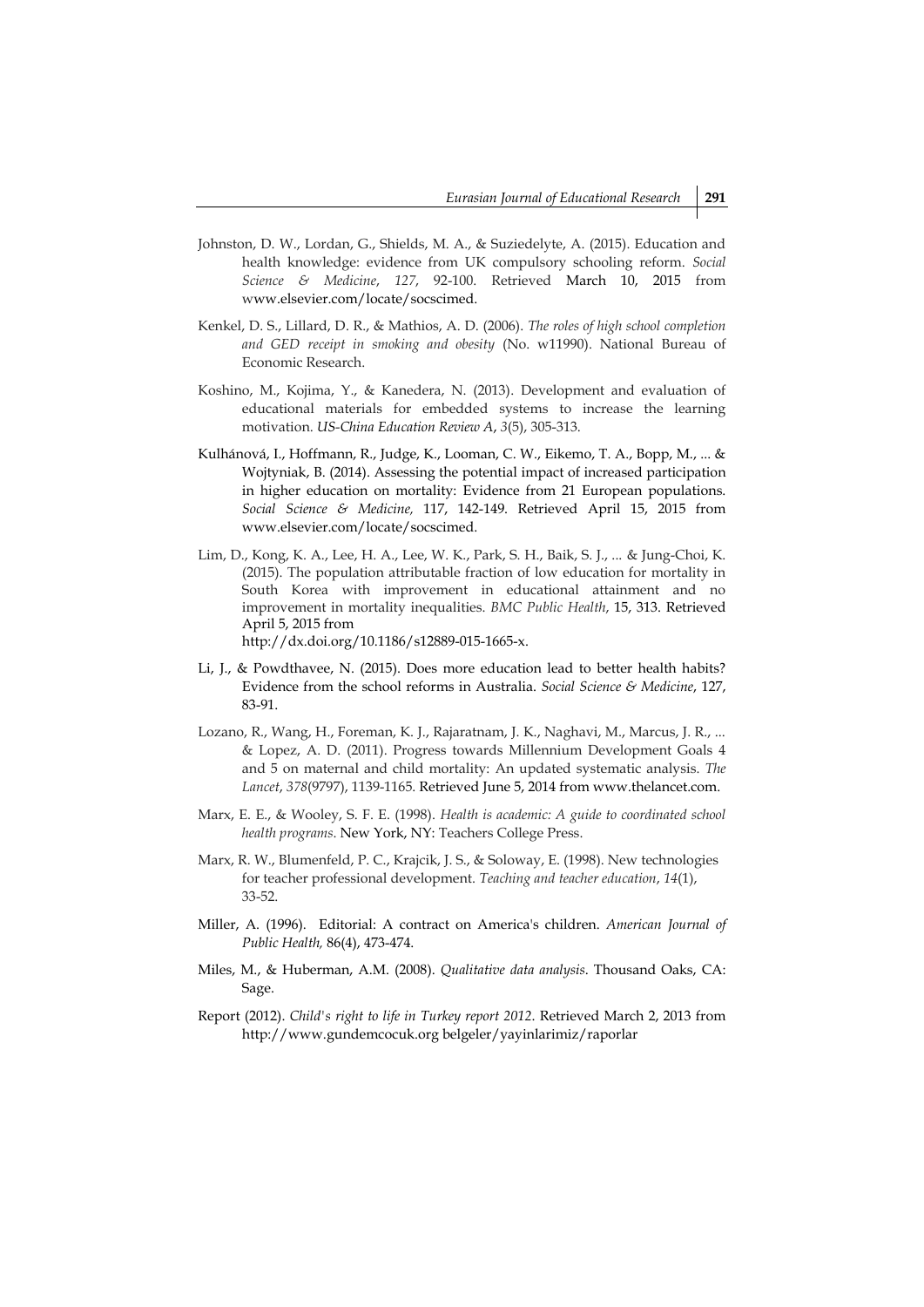Johnston, D. W., Lordan, G., Shields, M. A., & Suziedelyte, A. (2015). Education and health knowledge: evidence from UK compulsory schooling reform. *Social Science & Medicine*, *127*, 92-100. Retrieved March 10, 2015 from www.elsevier.com/locate/socscimed.

Kenkel, D. S., Lillard, D. R., & Mathios, A. D. (2006). *The roles of high school completion and GED receipt in smoking and obesity* (No. w11990). National Bureau of Economic Research.

Koshino, M., Kojima, Y., & Kanedera, N. (2013). Development and evaluation of educational materials for embedded systems to increase the learning motivation. *US-China Education Review A*, *3*(5), 305-313.

Kulhánová, I., Hoffmann, R., Judge, K., Looman, C. W., Eikemo, T. A., Bopp, M., ... & Wojtyniak, B. (2014). Assessing the potential impact of increased participation in higher education on mortality: Evidence from 21 European populations. *Social Science & Medicine,* 117, 142-149. Retrieved April 15, 2015 from www.elsevier.com/locate/socscimed.

Lim, D., Kong, K. A., Lee, H. A., Lee, W. K., Park, S. H., Baik, S. J., ... & Jung-Choi, K. (2015). The population attributable fraction of low education for mortality in South Korea with improvement in educational attainment and no improvement in mortality inequalities. *BMC Public Health*, 15, 313. Retrieved April 5, 2015 from http://dx.doi.org/10.1186/s12889-015-1665-x.

Li, J., & Powdthavee, N. (2015). Does more education lead to better health habits? Evidence from the school reforms in Australia. *Social Science & Medicine*, 127, 83-91.

Lozano, R., Wang, H., Foreman, K. J., Rajaratnam, J. K., Naghavi, M., Marcus, J. R., ... & Lopez, A. D. (2011). Progress towards Millennium Development Goals 4 and 5 on maternal and child mortality: An updated systematic analysis. *The Lancet*, *378*(9797), 1139-1165. Retrieved June 5, 2014 from www.thelancet.com.

Marx, E. E., & Wooley, S. F. E. (1998). *Health is academic: A guide to coordinated school health programs*. New York, NY: Teachers College Press.

Marx, R. W., Blumenfeld, P. C., Krajcik, J. S., & Soloway, E. (1998). New technologies for teacher professional development. *Teaching and teacher education*, *14*(1), 33-52.

Miller, A. (1996). Editorial: A contract on America's children. *American Journal of Public Health,* 86(4), 473-474.

Miles, M., & Huberman, A.M. (2008). *Qualitative data analysis*. Thousand Oaks, CA: Sage.

Report (2012). *Child's right to life in Turkey report 2012*. Retrieved March 2, 2013 from http://www.gundemcocuk.org belgeler/yayinlarimiz/raporlar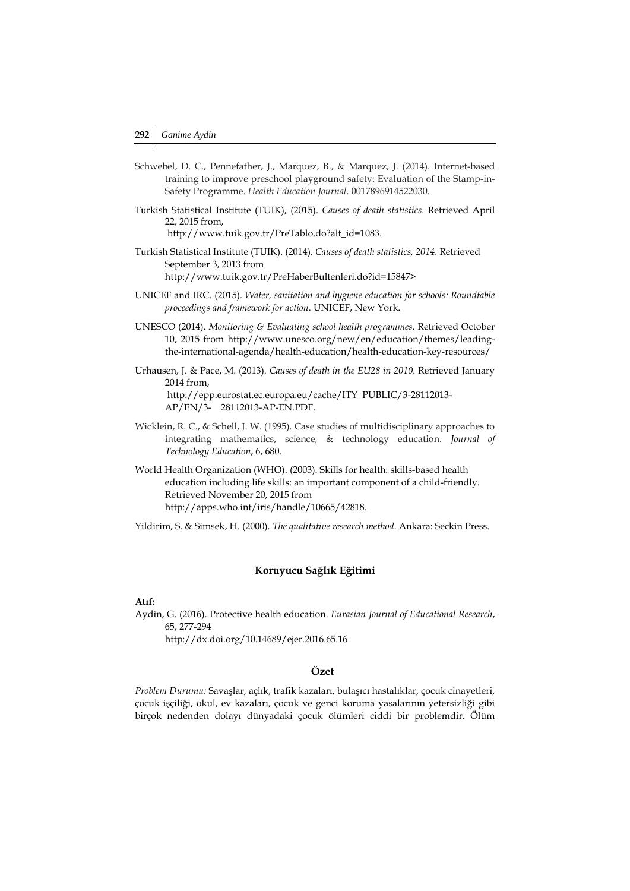Schwebel, D. C., Pennefather, J., Marquez, B., & Marquez, J. (2014). Internet-based training to improve preschool playground safety: Evaluation of the Stamp-in-Safety Programme. *Health Education Journal*. 0017896914522030.

Turkish Statistical Institute (TUIK), (2015). *Causes of death statistics*. Retrieved April 22, 2015 from, http://www.tuik.gov.tr/PreTablo.do?alt_id=1083.

Turkish Statistical Institute (TUIK). (2014). *Causes of death statistics, 2014*. Retrieved September 3, 2013 from http://www.tuik.gov.tr/PreHaberBultenleri.do?id=15847>

UNICEF and IRC. (2015). *Water, sanitation and hygiene education for schools: Roundtable proceedings and framework for action*. UNICEF, New York.

UNESCO (2014). *Monitoring & Evaluating school health programmes*. Retrieved October 10, 2015 from http://www.unesco.org/new/en/education/themes/leading-the-international-agenda/health-education/health-education-key-resources/

Urhausen, J. & Pace, M. (2013). *Causes of death in the EU28 in 2010*. Retrieved January 2014 from, http://epp.eurostat.ec.europa.eu/cache/ITY_PUBLIC/3-28112013-AP/EN/3- 28112013-AP-EN.PDF.

Wicklein, R. C., & Schell, J. W. (1995). Case studies of multidisciplinary approaches to integrating mathematics, science, & technology education. *Journal of Technology Education*, 6, 680.

World Health Organization (WHO). (2003). Skills for health: skills-based health education including life skills: an important component of a child-friendly. Retrieved November 20, 2015 from http://apps.who.int/iris/handle/10665/42818.

Yildirim, S. & Simsek, H. (2000). *The qualitative research method*. Ankara: Seckin Press.

## Koruyucu Sağlık Eğitimi

**Atıf:**

Aydin, G. (2016). Protective health education. *Eurasian Journal of Educational Research*, 65, 277-294 http://dx.doi.org/10.14689/ejer.2016.65.16

### Özet

*Problem Durumu:* Savaşlar, açlık, trafik kazaları, bulaşıcı hastalıklar, çocuk cinayetleri, çocuk işçiliği, okul, ev kazaları, çocuk ve genci koruma yasalarının yetersizliği gibi birçok nedenden dolayı dünyadaki çocuk ölümleri ciddi bir problemdir. Ölüm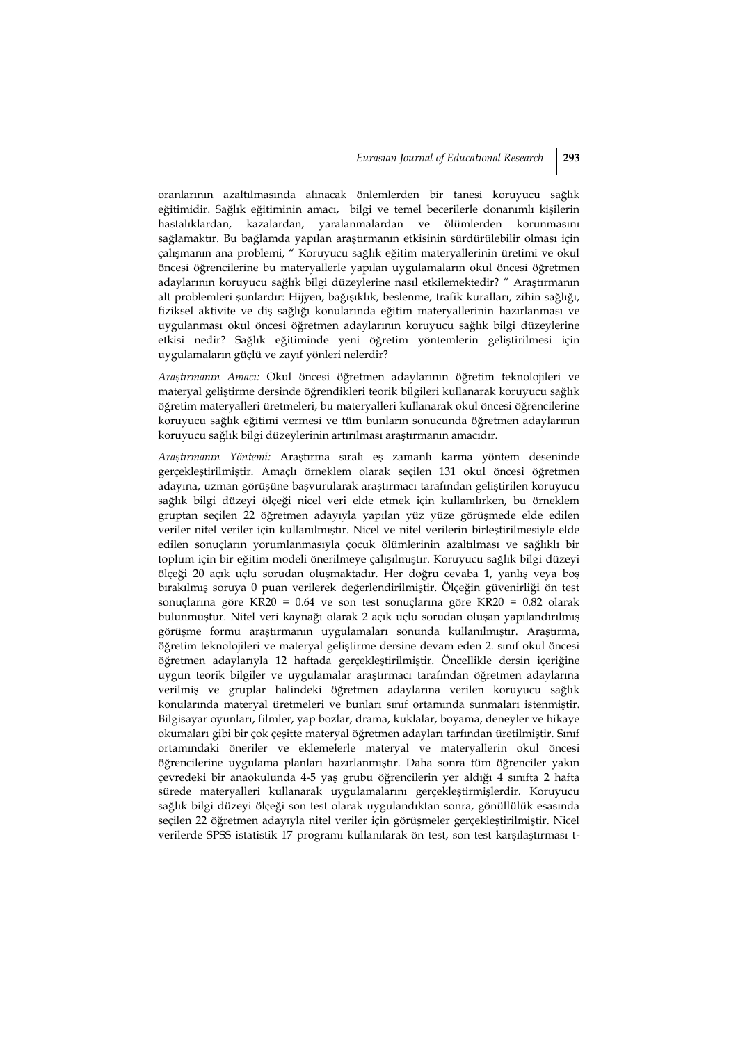oranlarının azaltılmasında alınacak önlemlerden bir tanesi koruyucu sağlık eğitimidir. Sağlık eğitiminin amacı, bilgi ve temel becerilerle donanımlı kişilerin hastalıklardan, kazalardan, yaralanmalardan ve ölümlerden korunmasını sağlamaktır. Bu bağlamda yapılan araştırmanın etkisinin sürdürülebilir olması için çalışmanın ana problemi, " Koruyucu sağlık eğitim materyallerinin üretimi ve okul öncesi öğrencilerine bu materyallerle yapılan uygulamaların okul öncesi öğretmen adaylarının koruyucu sağlık bilgi düzeylerine nasıl etkilemektedir? " Araştırmanın alt problemleri şunlardır: Hijyen, bağışıklık, beslenme, trafik kuralları, zihin sağlığı, fiziksel aktivite ve diş sağlığı konularında eğitim materyallerinin hazırlanması ve uygulanması okul öncesi öğretmen adaylarının koruyucu sağlık bilgi düzeylerine etkisi nedir? Sağlık eğitiminde yeni öğretim yöntemlerin geliştirilmesi için uygulamaların güçlü ve zayıf yönleri nelerdir?

*Araştırmanın Amacı:* Okul öncesi öğretmen adaylarının öğretim teknolojileri ve materyal geliştirme dersinde öğrendikleri teorik bilgileri kullanarak koruyucu sağlık öğretim materyalleri üretmeleri, bu materyalleri kullanarak okul öncesi öğrencilerine koruyucu sağlık eğitimi vermesi ve tüm bunların sonucunda öğretmen adaylarının koruyucu sağlık bilgi düzeylerinin artırılması araştırmanın amacıdır.

*Araştırmanın Yöntemi:* Araştırma sıralı eş zamanlı karma yöntem deseninde gerçekleştirilmiştir. Amaçlı örneklem olarak seçilen 131 okul öncesi öğretmen adayına, uzman görüşüne başvurularak araştırmacı tarafından geliştirilen koruyucu sağlık bilgi düzeyi ölçeği nicel veri elde etmek için kullanılırken, bu örneklem gruptan seçilen 22 öğretmen adayıyla yapılan yüz yüze görüşmede elde edilen veriler nitel veriler için kullanılmıştır. Nicel ve nitel verilerin birleştirilmesiyle elde edilen sonuçların yorumlanmasıyla çocuk ölümlerinin azaltılması ve sağlıklı bir toplum için bir eğitim modeli önerilmeye çalışılmıştır. Koruyucu sağlık bilgi düzeyi ölçeği 20 açık uçlu sorudan oluşmaktadır. Her doğru cevaba 1, yanlış veya boş bırakılmış soruya 0 puan verilerek değerlendirilmiştir. Ölçeğin güvenirliği ön test sonuçlarına göre KR20 = 0.64 ve son test sonuçlarına göre KR20 = 0.82 olarak bulunmuştur. Nitel veri kaynağı olarak 2 açık uçlu sorudan oluşan yapılandırılmış görüşme formu araştırmanın uygulamaları sonunda kullanılmıştır. Araştırma, öğretim teknolojileri ve materyal geliştirme dersine devam eden 2. sınıf okul öncesi öğretmen adaylarıyla 12 haftada gerçekleştirilmiştir. Öncellikle dersin içeriğine uygun teorik bilgiler ve uygulamalar araştırmacı tarafından öğretmen adaylarına verilmiş ve gruplar halindeki öğretmen adaylarına verilen koruyucu sağlık konularında materyal üretmeleri ve bunları sınıf ortamında sunmaları istenmiştir. Bilgisayar oyunları, filmler, yap bozlar, drama, kuklalar, boyama, deneyler ve hikaye okumaları gibi bir çok çeşitte materyal öğretmen adayları tarfından üretilmiştir. Sınıf ortamındaki öneriler ve eklemelerle materyal ve materyallerin okul öncesi öğrencilerine uygulama planları hazırlanmıştır. Daha sonra tüm öğrenciler yakın çevredeki bir anaokulunda 4-5 yaş grubu öğrencilerin yer aldığı 4 sınıfta 2 hafta sürede materyalleri kullanarak uygulamalarını gerçekleştirmişlerdir. Koruyucu sağlık bilgi düzeyi ölçeği son test olarak uygulandıktan sonra, gönüllülük esasında seçilen 22 öğretmen adayıyla nitel veriler için görüşmeler gerçekleştirilmiştir. Nicel verilerde SPSS istatistik 17 programı kullanılarak ön test, son test karşılaştırması t-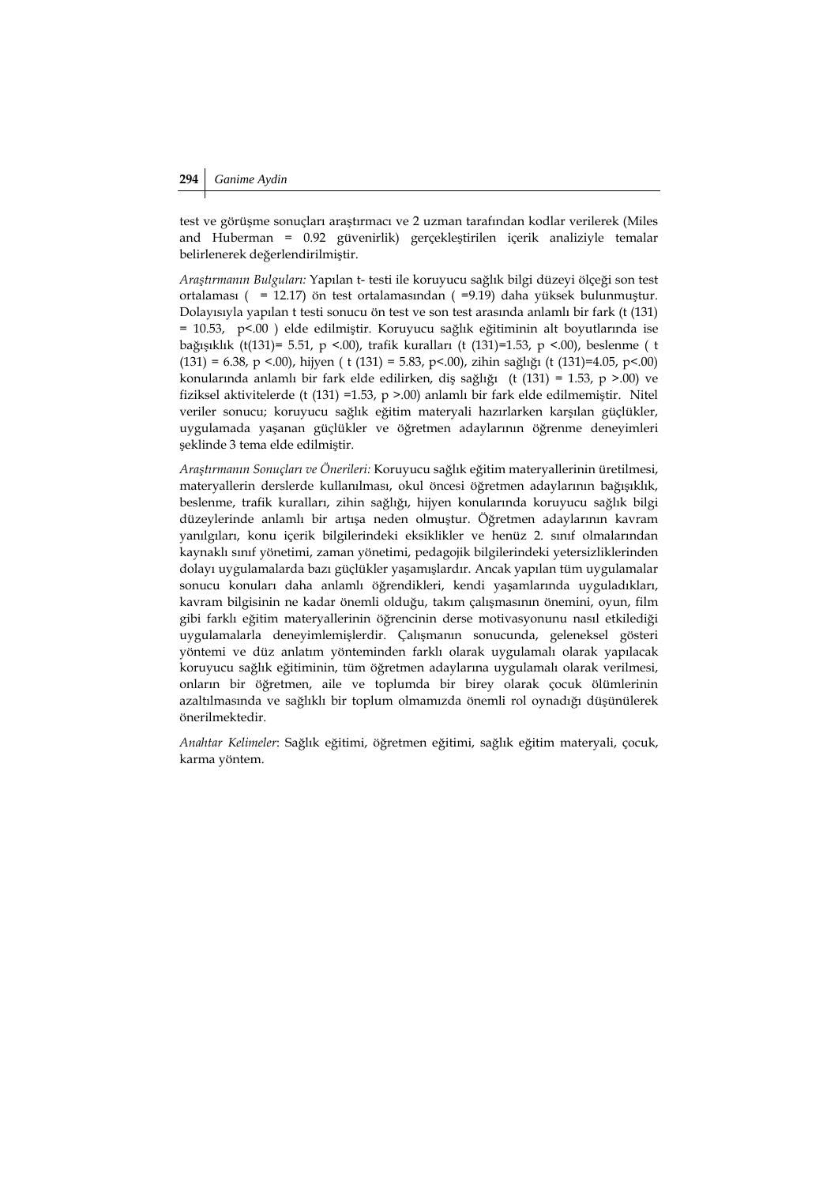test ve görüşme sonuçları araştırmacı ve 2 uzman tarafından kodlar verilerek (Miles and Huberman = 0.92 güvenirlik) gerçekleştirilen içerik analiziyle temalar belirlenerek değerlendirilmiştir.

*Araştırmanın Bulguları:* Yapılan t- testi ile koruyucu sağlık bilgi düzeyi ölçeği son test ortalaması (  = 12.17) ön test ortalamasından ( =9.19) daha yüksek bulunmuştur. Dolayısıyla yapılan t testi sonucu ön test ve son test arasında anlamlı bir fark ($t(131) = 10.53$, $p<.00$ ) elde edilmiştir. Koruyucu sağlık eğitiminin alt boyutlarında ise bağışıklık ($t(131)= 5.51$, $p <.00$), trafik kuralları ($t(131)=1.53$, $p <.00$), beslenme ( $t(131) = 6.38$, $p <.00$), hijyen ( $t(131) = 5.83$, $p<.00$), zihin sağlığı ($t(131)=4.05$, $p<.00$) konularında anlamlı bir fark elde edilirken, diş sağlığı ($t(131) = 1.53$, $p >.00$) ve fiziksel aktivitelerde ($t(131) =1.53$, $p >.00$) anlamlı bir fark elde edilmemiştir. Nitel veriler sonucu; koruyucu sağlık eğitim materyali hazırlarken karşılan güçlükler, uygulamada yaşanan güçlükler ve öğretmen adaylarının öğrenme deneyimleri şeklinde 3 tema elde edilmiştir.

*Araştırmanın Sonuçları ve Önerileri:* Koruyucu sağlık eğitim materyallerinin üretilmesi, materyallerin derslerde kullanılması, okul öncesi öğretmen adaylarının bağışıklık, beslenme, trafik kuralları, zihin sağlığı, hijyen konularında koruyucu sağlık bilgi düzeylerinde anlamlı bir artışa neden olmuştur. Öğretmen adaylarının kavram yanılgıları, konu içerik bilgilerindeki eksiklikler ve henüz 2. sınıf olmalarından kaynaklı sınıf yönetimi, zaman yönetimi, pedagojik bilgilerindeki yetersizliklerinden dolayı uygulamalarda bazı güçlükler yaşamışlardır. Ancak yapılan tüm uygulamalar sonucu konuları daha anlamlı öğrendikleri, kendi yaşamlarında uyguladıkları, kavram bilgisinin ne kadar önemli olduğu, takım çalışmasının önemini, oyun, film gibi farklı eğitim materyallerinin öğrencinin derse motivasyonunu nasıl etkilediği uygulamalarla deneyimlemişlerdir. Çalışmanın sonucunda, geleneksel gösteri yöntemi ve düz anlatım yönteminden farklı olarak uygulamalı olarak yapılacak koruyucu sağlık eğitiminin, tüm öğretmen adaylarına uygulamalı olarak verilmesi, onların bir öğretmen, aile ve toplumda bir birey olarak çocuk ölümlerinin azaltılmasında ve sağlıklı bir toplum olmamızda önemli rol oynadığı düşünülerek önerilmektedir.

*Anahtar Kelimeler*: Sağlık eğitimi, öğretmen eğitimi, sağlık eğitim materyali, çocuk, karma yöntem.